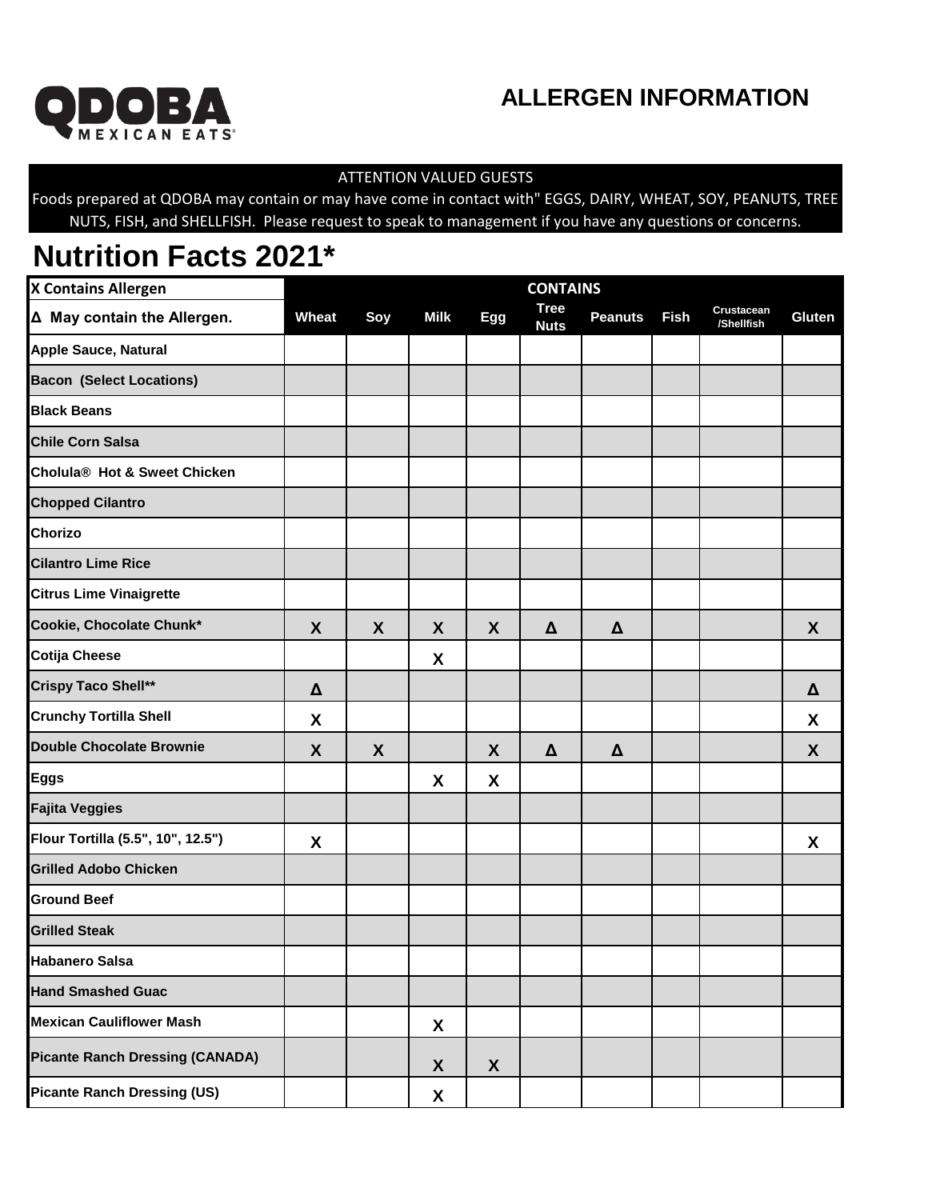QDOBA MEXICAN EATS®

# ALLERGEN INFORMATION

ATTENTION VALUED GUESTS

Foods prepared at QDOBA may contain or may have come in contact with" EGGS, DAIRY, WHEAT, SOY, PEANUTS, TREE NUTS, FISH, and SHELLFISH. Please request to speak to management if you have any questions or concerns.

# Nutrition Facts 2021*

| X Contains Allergen | CONTAINS | | | | | | | | |
|---|---|---|---|---|---|---|---|---|---|
| Δ May contain the Allergen. | Wheat | Soy | Milk | Egg | Tree Nuts | Peanuts | Fish | Crustacean /Shellfish | Gluten |
| Apple Sauce, Natural | | | | | | | | | |
| Bacon (Select Locations) | | | | | | | | | |
| Black Beans | | | | | | | | | |
| Chile Corn Salsa | | | | | | | | | |
| Cholula® Hot & Sweet Chicken | | | | | | | | | |
| Chopped Cilantro | | | | | | | | | |
| Chorizo | | | | | | | | | |
| Cilantro Lime Rice | | | | | | | | | |
| Citrus Lime Vinaigrette | | | | | | | | | |
| Cookie, Chocolate Chunk* | X | X | X | X | Δ | Δ | | | X |
| Cotija Cheese | | | X | | | | | | |
| Crispy Taco Shell** | Δ | | | | | | | | Δ |
| Crunchy Tortilla Shell | X | | | | | | | | X |
| Double Chocolate Brownie | X | X | | X | Δ | Δ | | | X |
| Eggs | | | X | X | | | | | |
| Fajita Veggies | | | | | | | | | |
| Flour Tortilla (5.5", 10", 12.5") | X | | | | | | | | X |
| Grilled Adobo Chicken | | | | | | | | | |
| Ground Beef | | | | | | | | | |
| Grilled Steak | | | | | | | | | |
| Habanero Salsa | | | | | | | | | |
| Hand Smashed Guac | | | | | | | | | |
| Mexican Cauliflower Mash | | | X | | | | | | |
| Picante Ranch Dressing (CANADA) | | | X | X | | | | | |
| Picante Ranch Dressing (US) | | | X | | | | | | |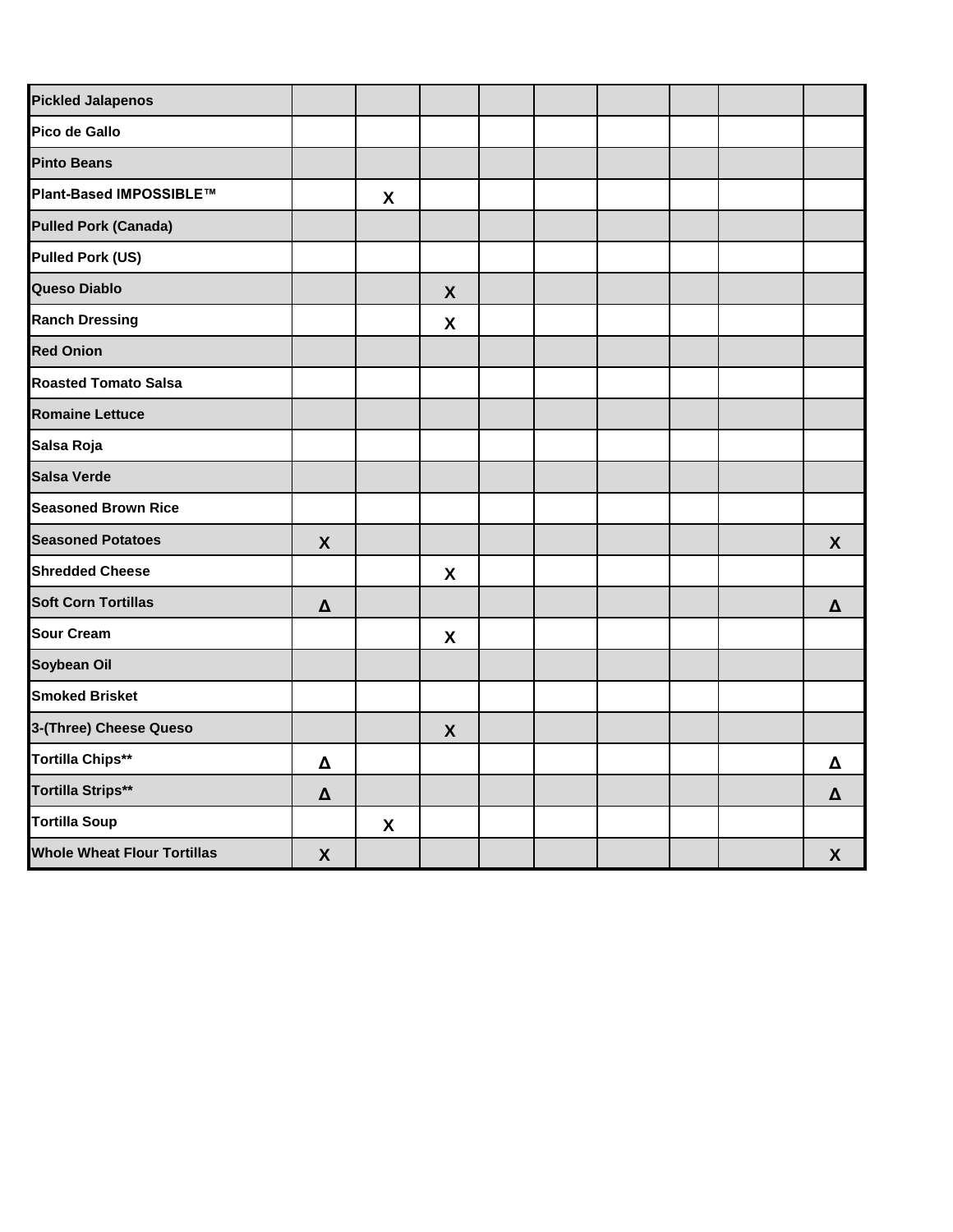| | | | | | | | | | |
|---|---|---|---|---|---|---|---|---|---|
| Pickled Jalapenos | | | | | | | | | |
| Pico de Gallo | | | | | | | | | |
| Pinto Beans | | | | | | | | | |
| Plant-Based IMPOSSIBLE™ | | X | | | | | | | |
| Pulled Pork (Canada) | | | | | | | | | |
| Pulled Pork (US) | | | | | | | | | |
| Queso Diablo | | | X | | | | | | |
| Ranch Dressing | | | X | | | | | | |
| Red Onion | | | | | | | | | |
| Roasted Tomato Salsa | | | | | | | | | |
| Romaine Lettuce | | | | | | | | | |
| Salsa Roja | | | | | | | | | |
| Salsa Verde | | | | | | | | | |
| Seasoned Brown Rice | | | | | | | | | |
| Seasoned Potatoes | X | | | | | | | | X |
| Shredded Cheese | | | X | | | | | | |
| Soft Corn Tortillas | Δ | | | | | | | | Δ |
| Sour Cream | | | X | | | | | | |
| Soybean Oil | | | | | | | | | |
| Smoked Brisket | | | | | | | | | |
| 3-(Three) Cheese Queso | | | X | | | | | | |
| Tortilla Chips** | Δ | | | | | | | | Δ |
| Tortilla Strips** | Δ | | | | | | | | Δ |
| Tortilla Soup | | X | | | | | | | |
| Whole Wheat Flour Tortillas | X | | | | | | | | X |